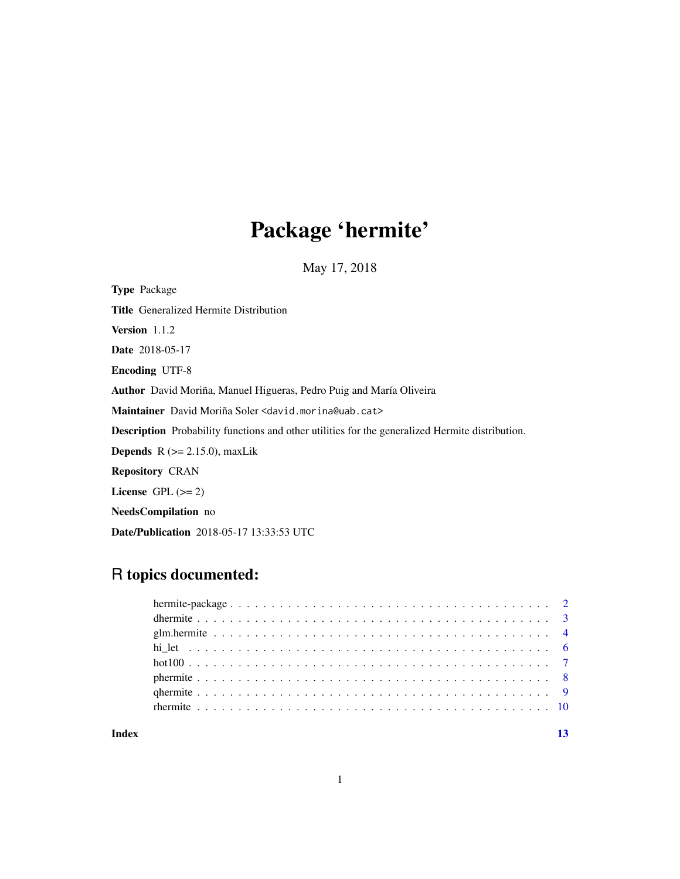# Package 'hermite'

May 17, 2018

**Type** Package

**Title** Generalized Hermite Distribution

**Version** 1.1.2

**Date** 2018-05-17

**Encoding** UTF-8

**Author** David Moriña, Manuel Higueras, Pedro Puig and María Oliveira

**Maintainer** David Moriña Soler <david.morina@uab.cat>

**Description** Probability functions and other utilities for the generalized Hermite distribution.

**Depends** R (>= 2.15.0), maxLik

**Repository** CRAN

**License** GPL (>= 2)

**NeedsCompilation** no

**Date/Publication** 2018-05-17 13:33:53 UTC

## R topics documented:

- hermite-package . . . . . . . . . . . . . . . . . . . . . . . . . . . . . . . . . . . . . . . . 2
- dhermite . . . . . . . . . . . . . . . . . . . . . . . . . . . . . . . . . . . . . . . . . . . . 3
- glm.hermite . . . . . . . . . . . . . . . . . . . . . . . . . . . . . . . . . . . . . . . . . . 4
- hi_let . . . . . . . . . . . . . . . . . . . . . . . . . . . . . . . . . . . . . . . . . . . . . 6
- hot100 . . . . . . . . . . . . . . . . . . . . . . . . . . . . . . . . . . . . . . . . . . . . 7
- phermite . . . . . . . . . . . . . . . . . . . . . . . . . . . . . . . . . . . . . . . . . . . . 8
- qhermite . . . . . . . . . . . . . . . . . . . . . . . . . . . . . . . . . . . . . . . . . . . . 9
- rhermite . . . . . . . . . . . . . . . . . . . . . . . . . . . . . . . . . . . . . . . . . . . . 10

**Index** **13**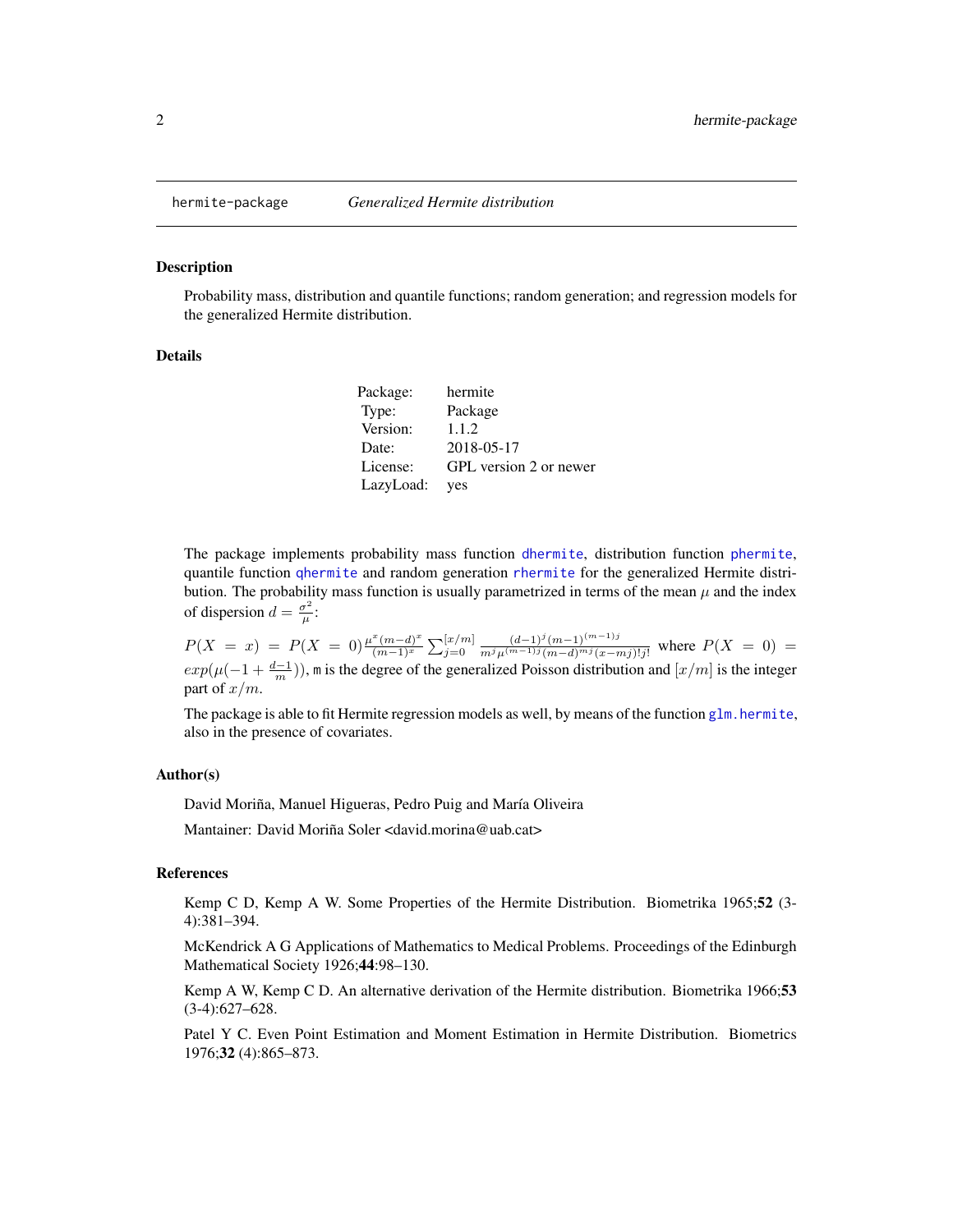hermite-package *Generalized Hermite distribution*

## Description

Probability mass, distribution and quantile functions; random generation; and regression models for the generalized Hermite distribution.

## Details

| | |
|---|---|
| Package: | hermite |
| Type: | Package |
| Version: | 1.1.2 |
| Date: | 2018-05-17 |
| License: | GPL version 2 or newer |
| LazyLoad: | yes |

The package implements probability mass function `dhermite`, distribution function `phermite`, quantile function `qhermite` and random generation `rhermite` for the generalized Hermite distribution. The probability mass function is usually parametrized in terms of the mean $\mu$ and the index of dispersion $d = \frac{\sigma^2}{\mu}$:

$P(X = x) = P(X = 0)\frac{\mu^x(m-d)^x}{(m-1)^x}\sum_{j=0}^{[x/m]}\frac{(d-1)^j(m-1)^{(m-1)j}}{m^j\mu^{(m-1)j}(m-d)^{mj}(x-mj)!j!}$ where $P(X = 0) = exp(\mu(-1 + \frac{d-1}{m}))$, `m` is the degree of the generalized Poisson distribution and $[x/m]$ is the integer part of $x/m$.

The package is able to fit Hermite regression models as well, by means of the function `glm.hermite`, also in the presence of covariates.

## Author(s)

David Moriña, Manuel Higueras, Pedro Puig and María Oliveira

Mantainer: David Moriña Soler <david.morina@uab.cat>

## References

Kemp C D, Kemp A W. Some Properties of the Hermite Distribution. Biometrika 1965;**52** (3-4):381–394.

McKendrick A G Applications of Mathematics to Medical Problems. Proceedings of the Edinburgh Mathematical Society 1926;**44**:98–130.

Kemp A W, Kemp C D. An alternative derivation of the Hermite distribution. Biometrika 1966;**53** (3-4):627–628.

Patel Y C. Even Point Estimation and Moment Estimation in Hermite Distribution. Biometrics 1976;**32** (4):865–873.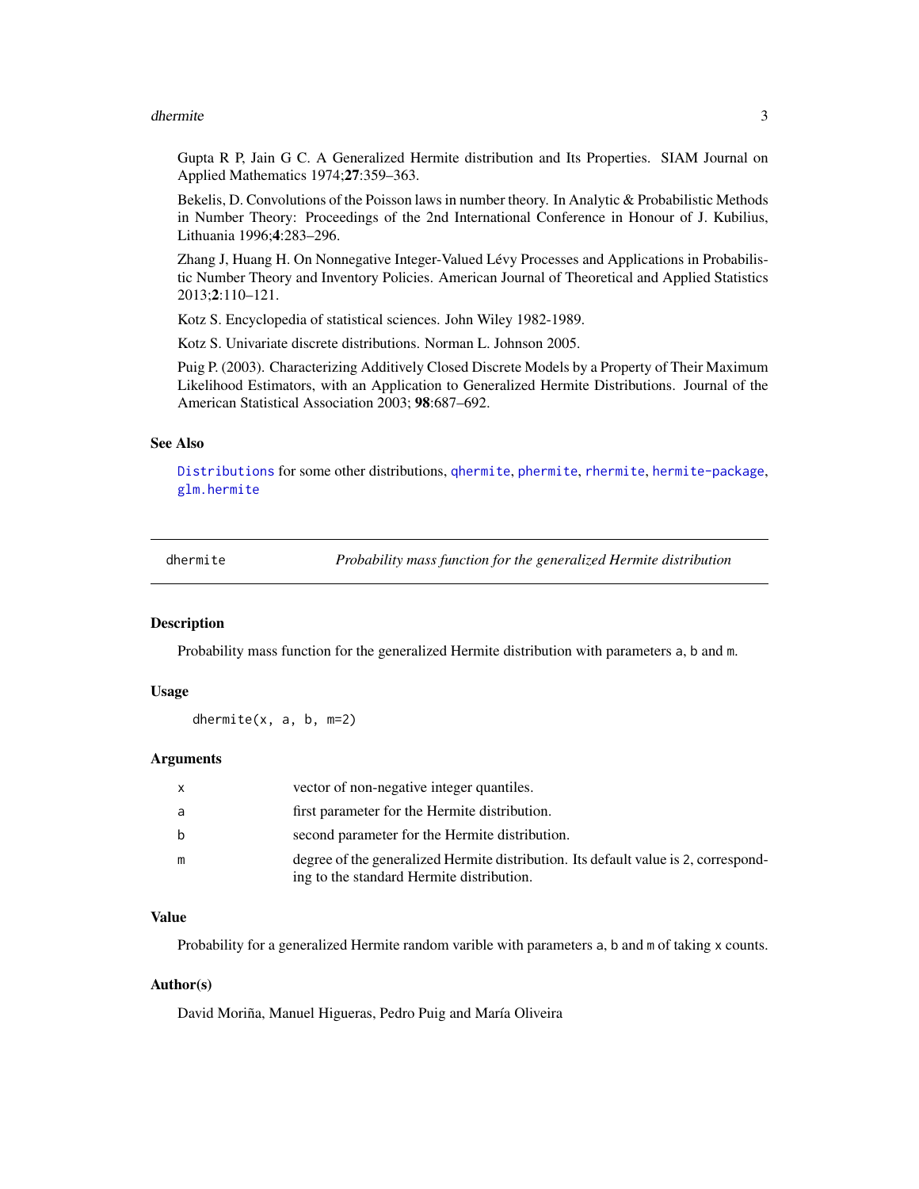Gupta R P, Jain G C. A Generalized Hermite distribution and Its Properties. SIAM Journal on Applied Mathematics 1974;**27**:359–363.

Bekelis, D. Convolutions of the Poisson laws in number theory. In Analytic & Probabilistic Methods in Number Theory: Proceedings of the 2nd International Conference in Honour of J. Kubilius, Lithuania 1996;**4**:283–296.

Zhang J, Huang H. On Nonnegative Integer-Valued Lévy Processes and Applications in Probabilistic Number Theory and Inventory Policies. American Journal of Theoretical and Applied Statistics 2013;**2**:110–121.

Kotz S. Encyclopedia of statistical sciences. John Wiley 1982-1989.

Kotz S. Univariate discrete distributions. Norman L. Johnson 2005.

Puig P. (2003). Characterizing Additively Closed Discrete Models by a Property of Their Maximum Likelihood Estimators, with an Application to Generalized Hermite Distributions. Journal of the American Statistical Association 2003; **98**:687–692.

### See Also

`Distributions` for some other distributions, `qhermite`, `phermite`, `rhermite`, `hermite-package`, `glm.hermite`

---

## dhermite — *Probability mass function for the generalized Hermite distribution*

### Description

Probability mass function for the generalized Hermite distribution with parameters `a`, `b` and `m`.

### Usage

```
dhermite(x, a, b, m=2)
```

### Arguments

| | |
|---|---|
| `x` | vector of non-negative integer quantiles. |
| `a` | first parameter for the Hermite distribution. |
| `b` | second parameter for the Hermite distribution. |
| `m` | degree of the generalized Hermite distribution. Its default value is 2, corresponding to the standard Hermite distribution. |

### Value

Probability for a generalized Hermite random varible with parameters `a`, `b` and `m` of taking `x` counts.

### Author(s)

David Moriña, Manuel Higueras, Pedro Puig and María Oliveira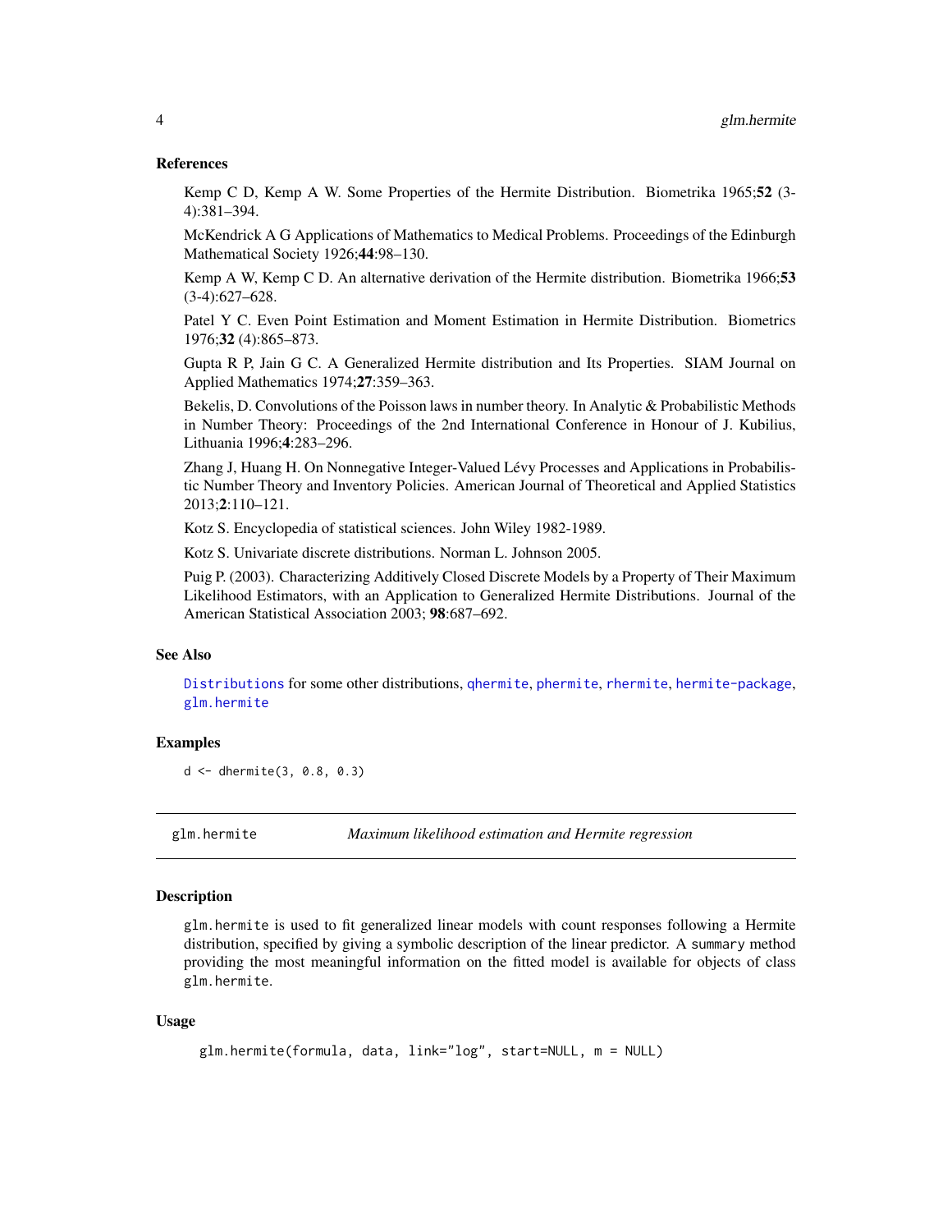### References

Kemp C D, Kemp A W. Some Properties of the Hermite Distribution. Biometrika 1965;**52** (3-4):381–394.

McKendrick A G Applications of Mathematics to Medical Problems. Proceedings of the Edinburgh Mathematical Society 1926;**44**:98–130.

Kemp A W, Kemp C D. An alternative derivation of the Hermite distribution. Biometrika 1966;**53** (3-4):627–628.

Patel Y C. Even Point Estimation and Moment Estimation in Hermite Distribution. Biometrics 1976;**32** (4):865–873.

Gupta R P, Jain G C. A Generalized Hermite distribution and Its Properties. SIAM Journal on Applied Mathematics 1974;**27**:359–363.

Bekelis, D. Convolutions of the Poisson laws in number theory. In Analytic & Probabilistic Methods in Number Theory: Proceedings of the 2nd International Conference in Honour of J. Kubilius, Lithuania 1996;**4**:283–296.

Zhang J, Huang H. On Nonnegative Integer-Valued Lévy Processes and Applications in Probabilistic Number Theory and Inventory Policies. American Journal of Theoretical and Applied Statistics 2013;**2**:110–121.

Kotz S. Encyclopedia of statistical sciences. John Wiley 1982-1989.

Kotz S. Univariate discrete distributions. Norman L. Johnson 2005.

Puig P. (2003). Characterizing Additively Closed Discrete Models by a Property of Their Maximum Likelihood Estimators, with an Application to Generalized Hermite Distributions. Journal of the American Statistical Association 2003; **98**:687–692.

### See Also

`Distributions` for some other distributions, `qhermite`, `phermite`, `rhermite`, `hermite-package`, `glm.hermite`

### Examples

```
d <- dhermite(3, 0.8, 0.3)
```

## glm.hermite — *Maximum likelihood estimation and Hermite regression*

### Description

`glm.hermite` is used to fit generalized linear models with count responses following a Hermite distribution, specified by giving a symbolic description of the linear predictor. A `summary` method providing the most meaningful information on the fitted model is available for objects of class `glm.hermite`.

### Usage

```
glm.hermite(formula, data, link="log", start=NULL, m = NULL)
```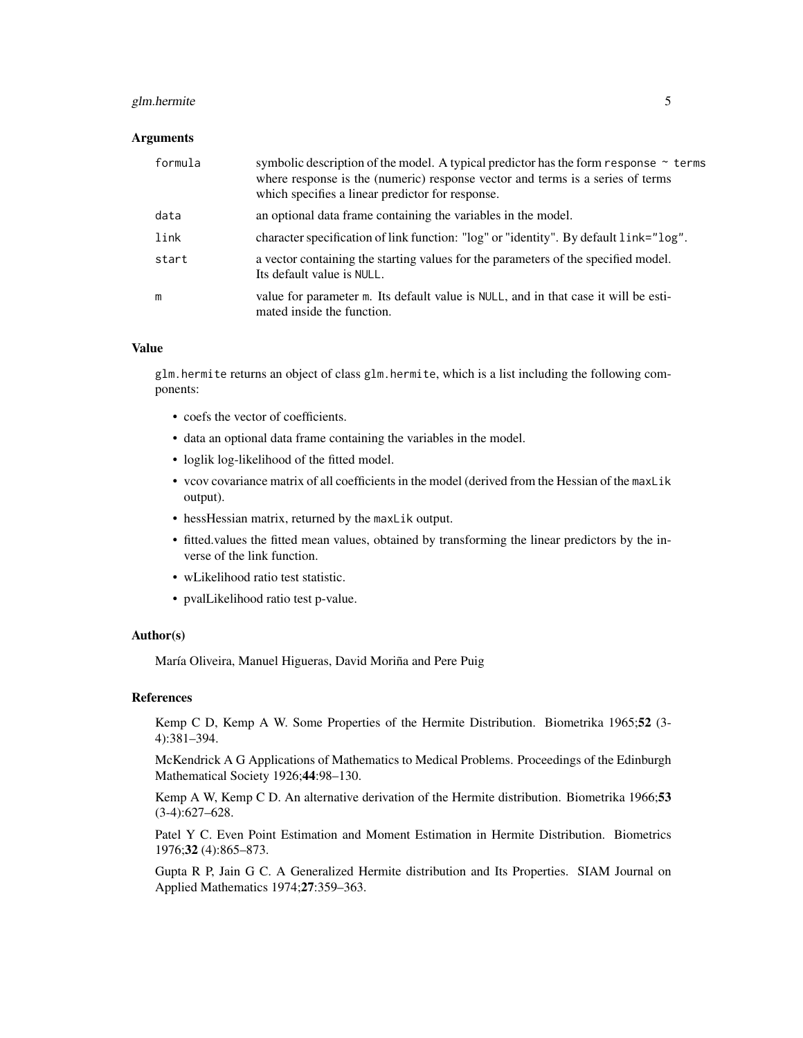### Arguments

| | |
|---|---|
| `formula` | symbolic description of the model. A typical predictor has the form `response ~ terms` where response is the (numeric) response vector and terms is a series of terms which specifies a linear predictor for response. |
| `data` | an optional data frame containing the variables in the model. |
| `link` | character specification of link function: "log" or "identity". By default `link="log"`. |
| `start` | a vector containing the starting values for the parameters of the specified model. Its default value is `NULL`. |
| `m` | value for parameter `m`. Its default value is `NULL`, and in that case it will be estimated inside the function. |

### Value

`glm.hermite` returns an object of class `glm.hermite`, which is a list including the following components:

- coefs the vector of coefficients.
- data an optional data frame containing the variables in the model.
- loglik log-likelihood of the fitted model.
- vcov covariance matrix of all coefficients in the model (derived from the Hessian of the `maxLik` output).
- hessHessian matrix, returned by the `maxLik` output.
- fitted.values the fitted mean values, obtained by transforming the linear predictors by the inverse of the link function.
- wLikelihood ratio test statistic.
- pvalLikelihood ratio test p-value.

### Author(s)

María Oliveira, Manuel Higueras, David Moriña and Pere Puig

### References

Kemp C D, Kemp A W. Some Properties of the Hermite Distribution. Biometrika 1965;**52** (3-4):381–394.

McKendrick A G Applications of Mathematics to Medical Problems. Proceedings of the Edinburgh Mathematical Society 1926;**44**:98–130.

Kemp A W, Kemp C D. An alternative derivation of the Hermite distribution. Biometrika 1966;**53** (3-4):627–628.

Patel Y C. Even Point Estimation and Moment Estimation in Hermite Distribution. Biometrics 1976;**32** (4):865–873.

Gupta R P, Jain G C. A Generalized Hermite distribution and Its Properties. SIAM Journal on Applied Mathematics 1974;**27**:359–363.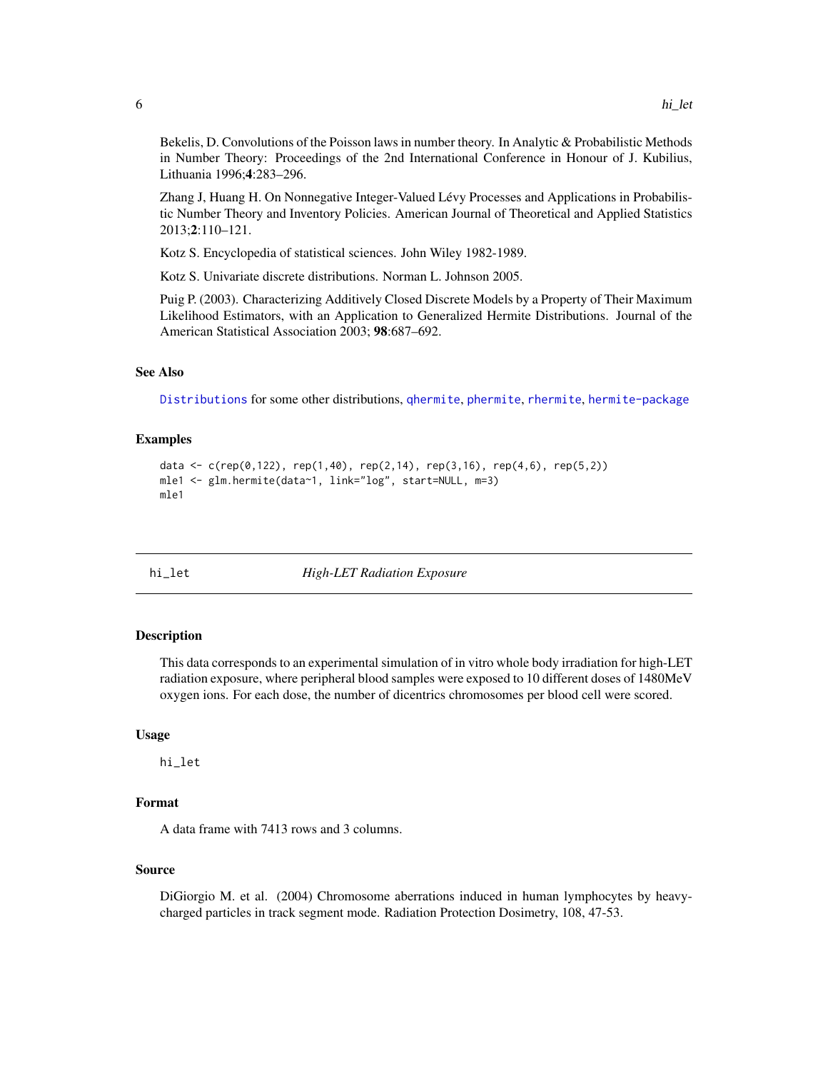Bekelis, D. Convolutions of the Poisson laws in number theory. In Analytic & Probabilistic Methods in Number Theory: Proceedings of the 2nd International Conference in Honour of J. Kubilius, Lithuania 1996;**4**:283–296.

Zhang J, Huang H. On Nonnegative Integer-Valued Lévy Processes and Applications in Probabilistic Number Theory and Inventory Policies. American Journal of Theoretical and Applied Statistics 2013;**2**:110–121.

Kotz S. Encyclopedia of statistical sciences. John Wiley 1982-1989.

Kotz S. Univariate discrete distributions. Norman L. Johnson 2005.

Puig P. (2003). Characterizing Additively Closed Discrete Models by a Property of Their Maximum Likelihood Estimators, with an Application to Generalized Hermite Distributions. Journal of the American Statistical Association 2003; **98**:687–692.

### See Also

`Distributions` for some other distributions, `qhermite`, `phermite`, `rhermite`, `hermite-package`

### Examples

```
data <- c(rep(0,122), rep(1,40), rep(2,14), rep(3,16), rep(4,6), rep(5,2))
mle1 <- glm.hermite(data~1, link="log", start=NULL, m=3)
mle1
```

---

## hi_let — *High-LET Radiation Exposure*

### Description

This data corresponds to an experimental simulation of in vitro whole body irradiation for high-LET radiation exposure, where peripheral blood samples were exposed to 10 different doses of 1480MeV oxygen ions. For each dose, the number of dicentrics chromosomes per blood cell were scored.

### Usage

```
hi_let
```

### Format

A data frame with 7413 rows and 3 columns.

### Source

DiGiorgio M. et al. (2004) Chromosome aberrations induced in human lymphocytes by heavy-charged particles in track segment mode. Radiation Protection Dosimetry, 108, 47-53.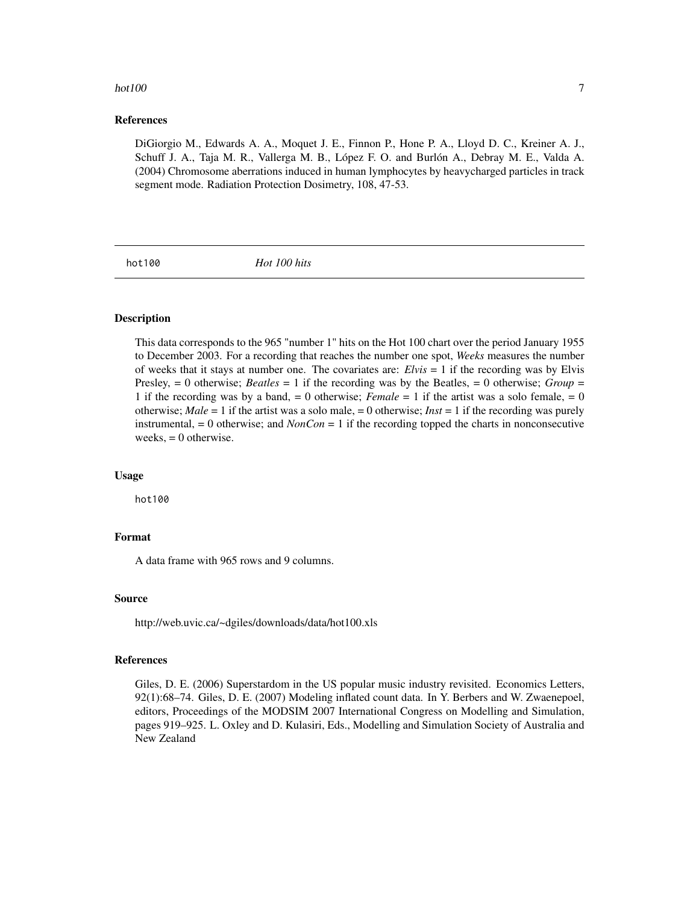### References

DiGiorgio M., Edwards A. A., Moquet J. E., Finnon P., Hone P. A., Lloyd D. C., Kreiner A. J., Schuff J. A., Taja M. R., Vallerga M. B., López F. O. and Burlón A., Debray M. E., Valda A. (2004) Chromosome aberrations induced in human lymphocytes by heavycharged particles in track segment mode. Radiation Protection Dosimetry, 108, 47-53.

---

## hot100 *Hot 100 hits*

### Description

This data corresponds to the 965 "number 1" hits on the Hot 100 chart over the period January 1955 to December 2003. For a recording that reaches the number one spot, *Weeks* measures the number of weeks that it stays at number one. The covariates are: *Elvis* = 1 if the recording was by Elvis Presley, = 0 otherwise; *Beatles* = 1 if the recording was by the Beatles, = 0 otherwise; *Group* = 1 if the recording was by a band, = 0 otherwise; *Female* = 1 if the artist was a solo female, = 0 otherwise; *Male* = 1 if the artist was a solo male, = 0 otherwise; *Inst* = 1 if the recording was purely instrumental, = 0 otherwise; and *NonCon* = 1 if the recording topped the charts in nonconsecutive weeks, = 0 otherwise.

### Usage

```
hot100
```

### Format

A data frame with 965 rows and 9 columns.

### Source

http://web.uvic.ca/~dgiles/downloads/data/hot100.xls

### References

Giles, D. E. (2006) Superstardom in the US popular music industry revisited. Economics Letters, 92(1):68–74. Giles, D. E. (2007) Modeling inflated count data. In Y. Berbers and W. Zwaenepoel, editors, Proceedings of the MODSIM 2007 International Congress on Modelling and Simulation, pages 919–925. L. Oxley and D. Kulasiri, Eds., Modelling and Simulation Society of Australia and New Zealand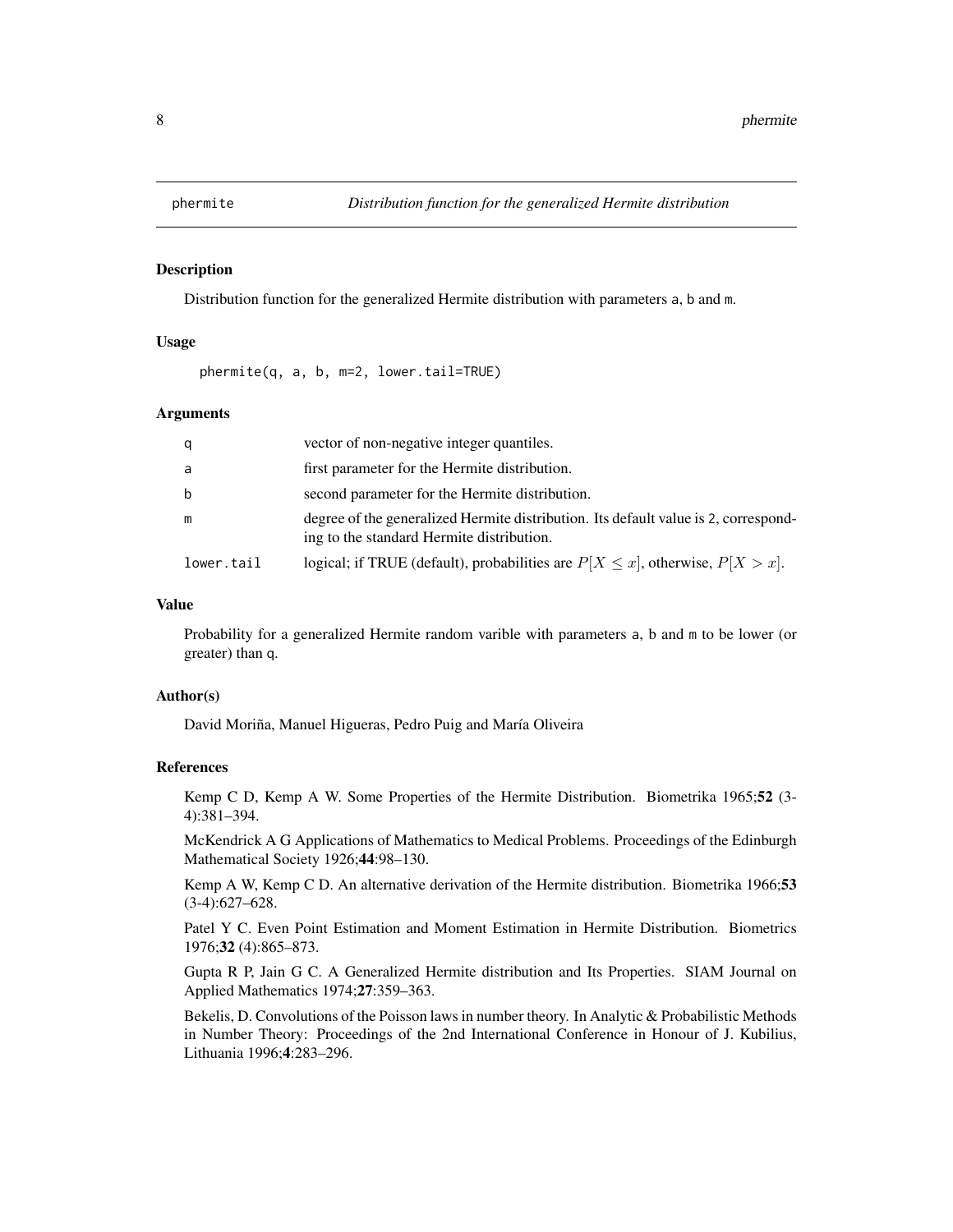## phermite — *Distribution function for the generalized Hermite distribution*

### Description

Distribution function for the generalized Hermite distribution with parameters a, b and m.

### Usage

```
phermite(q, a, b, m=2, lower.tail=TRUE)
```

### Arguments

| | |
|---|---|
| q | vector of non-negative integer quantiles. |
| a | first parameter for the Hermite distribution. |
| b | second parameter for the Hermite distribution. |
| m | degree of the generalized Hermite distribution. Its default value is 2, corresponding to the standard Hermite distribution. |
| lower.tail | logical; if TRUE (default), probabilities are $P[X \leq x]$, otherwise, $P[X > x]$. |

### Value

Probability for a generalized Hermite random varible with parameters a, b and m to be lower (or greater) than q.

### Author(s)

David Moriña, Manuel Higueras, Pedro Puig and María Oliveira

### References

Kemp C D, Kemp A W. Some Properties of the Hermite Distribution. Biometrika 1965;**52** (3-4):381–394.

McKendrick A G Applications of Mathematics to Medical Problems. Proceedings of the Edinburgh Mathematical Society 1926;**44**:98–130.

Kemp A W, Kemp C D. An alternative derivation of the Hermite distribution. Biometrika 1966;**53** (3-4):627–628.

Patel Y C. Even Point Estimation and Moment Estimation in Hermite Distribution. Biometrics 1976;**32** (4):865–873.

Gupta R P, Jain G C. A Generalized Hermite distribution and Its Properties. SIAM Journal on Applied Mathematics 1974;**27**:359–363.

Bekelis, D. Convolutions of the Poisson laws in number theory. In Analytic & Probabilistic Methods in Number Theory: Proceedings of the 2nd International Conference in Honour of J. Kubilius, Lithuania 1996;**4**:283–296.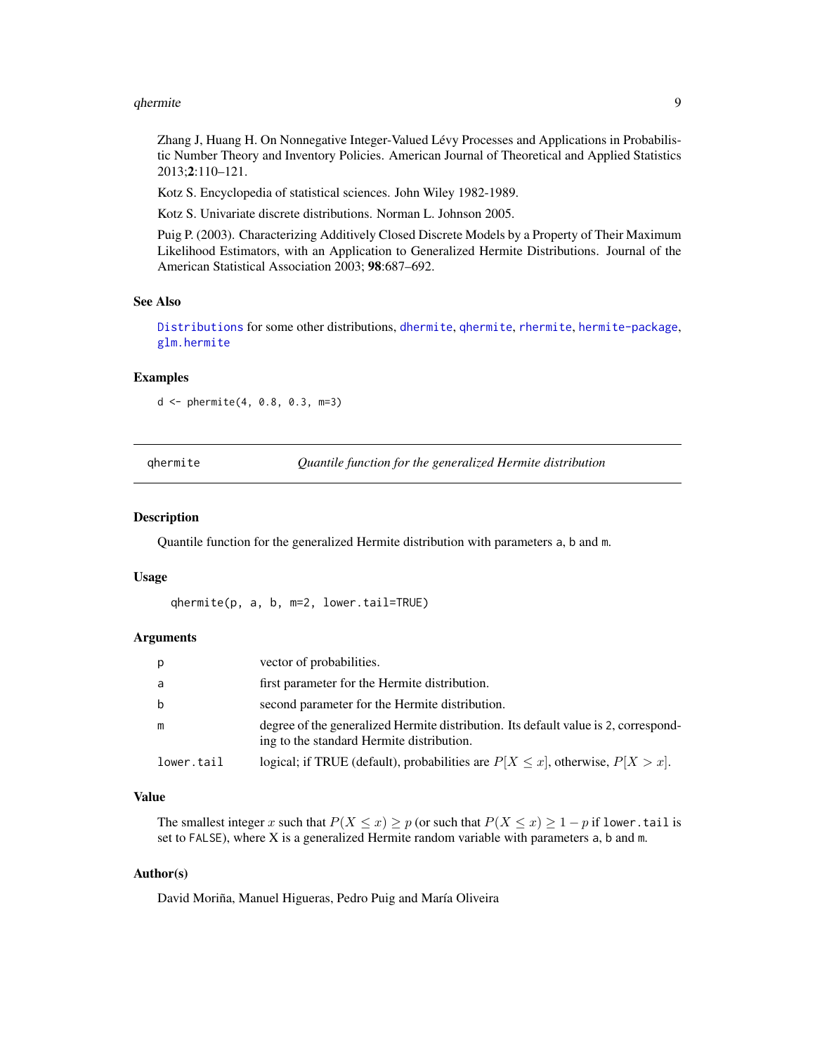Zhang J, Huang H. On Nonnegative Integer-Valued Lévy Processes and Applications in Probabilistic Number Theory and Inventory Policies. American Journal of Theoretical and Applied Statistics 2013;**2**:110–121.

Kotz S. Encyclopedia of statistical sciences. John Wiley 1982-1989.

Kotz S. Univariate discrete distributions. Norman L. Johnson 2005.

Puig P. (2003). Characterizing Additively Closed Discrete Models by a Property of Their Maximum Likelihood Estimators, with an Application to Generalized Hermite Distributions. Journal of the American Statistical Association 2003; **98**:687–692.

### See Also

`Distributions` for some other distributions, `dhermite`, `qhermite`, `rhermite`, `hermite-package`, `glm.hermite`

### Examples

```
d <- phermite(4, 0.8, 0.3, m=3)
```

---

## qhermite — *Quantile function for the generalized Hermite distribution*

### Description

Quantile function for the generalized Hermite distribution with parameters a, b and m.

### Usage

```
qhermite(p, a, b, m=2, lower.tail=TRUE)
```

### Arguments

| | |
|---|---|
| `p` | vector of probabilities. |
| `a` | first parameter for the Hermite distribution. |
| `b` | second parameter for the Hermite distribution. |
| `m` | degree of the generalized Hermite distribution. Its default value is 2, corresponding to the standard Hermite distribution. |
| `lower.tail` | logical; if TRUE (default), probabilities are $P[X \leq x]$, otherwise, $P[X > x]$. |

### Value

The smallest integer $x$ such that $P(X \leq x) \geq p$ (or such that $P(X \leq x) \geq 1 - p$ if `lower.tail` is set to `FALSE`), where X is a generalized Hermite random variable with parameters a, b and m.

### Author(s)

David Moriña, Manuel Higueras, Pedro Puig and María Oliveira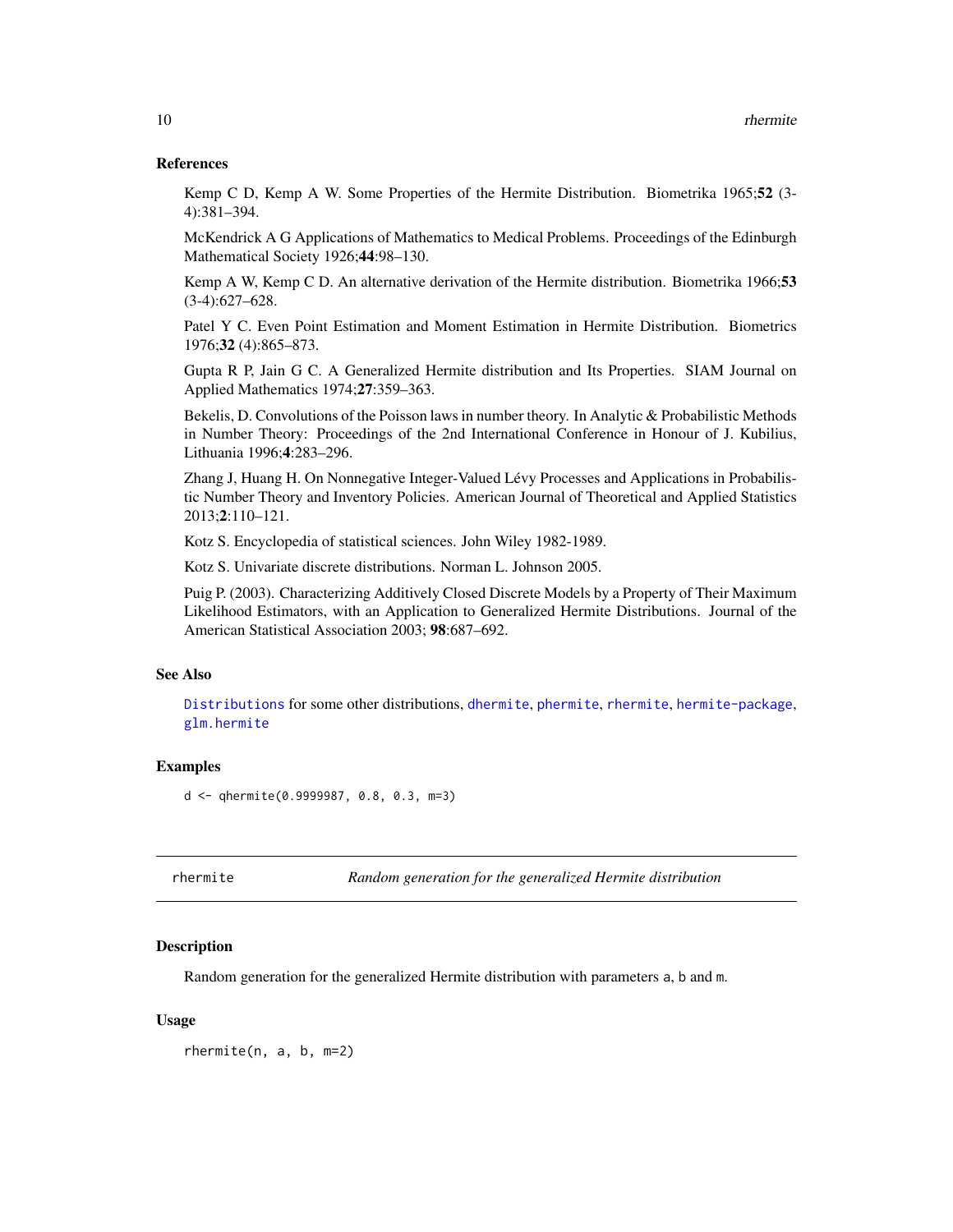### References

Kemp C D, Kemp A W. Some Properties of the Hermite Distribution. Biometrika 1965;**52** (3-4):381–394.

McKendrick A G Applications of Mathematics to Medical Problems. Proceedings of the Edinburgh Mathematical Society 1926;**44**:98–130.

Kemp A W, Kemp C D. An alternative derivation of the Hermite distribution. Biometrika 1966;**53** (3-4):627–628.

Patel Y C. Even Point Estimation and Moment Estimation in Hermite Distribution. Biometrics 1976;**32** (4):865–873.

Gupta R P, Jain G C. A Generalized Hermite distribution and Its Properties. SIAM Journal on Applied Mathematics 1974;**27**:359–363.

Bekelis, D. Convolutions of the Poisson laws in number theory. In Analytic & Probabilistic Methods in Number Theory: Proceedings of the 2nd International Conference in Honour of J. Kubilius, Lithuania 1996;**4**:283–296.

Zhang J, Huang H. On Nonnegative Integer-Valued Lévy Processes and Applications in Probabilistic Number Theory and Inventory Policies. American Journal of Theoretical and Applied Statistics 2013;**2**:110–121.

Kotz S. Encyclopedia of statistical sciences. John Wiley 1982-1989.

Kotz S. Univariate discrete distributions. Norman L. Johnson 2005.

Puig P. (2003). Characterizing Additively Closed Discrete Models by a Property of Their Maximum Likelihood Estimators, with an Application to Generalized Hermite Distributions. Journal of the American Statistical Association 2003; **98**:687–692.

### See Also

`Distributions` for some other distributions, `dhermite`, `phermite`, `rhermite`, `hermite-package`, `glm.hermite`

### Examples

```
d <- qhermite(0.9999987, 0.8, 0.3, m=3)
```

---

## rhermite — *Random generation for the generalized Hermite distribution*

### Description

Random generation for the generalized Hermite distribution with parameters `a`, `b` and `m`.

### Usage

```
rhermite(n, a, b, m=2)
```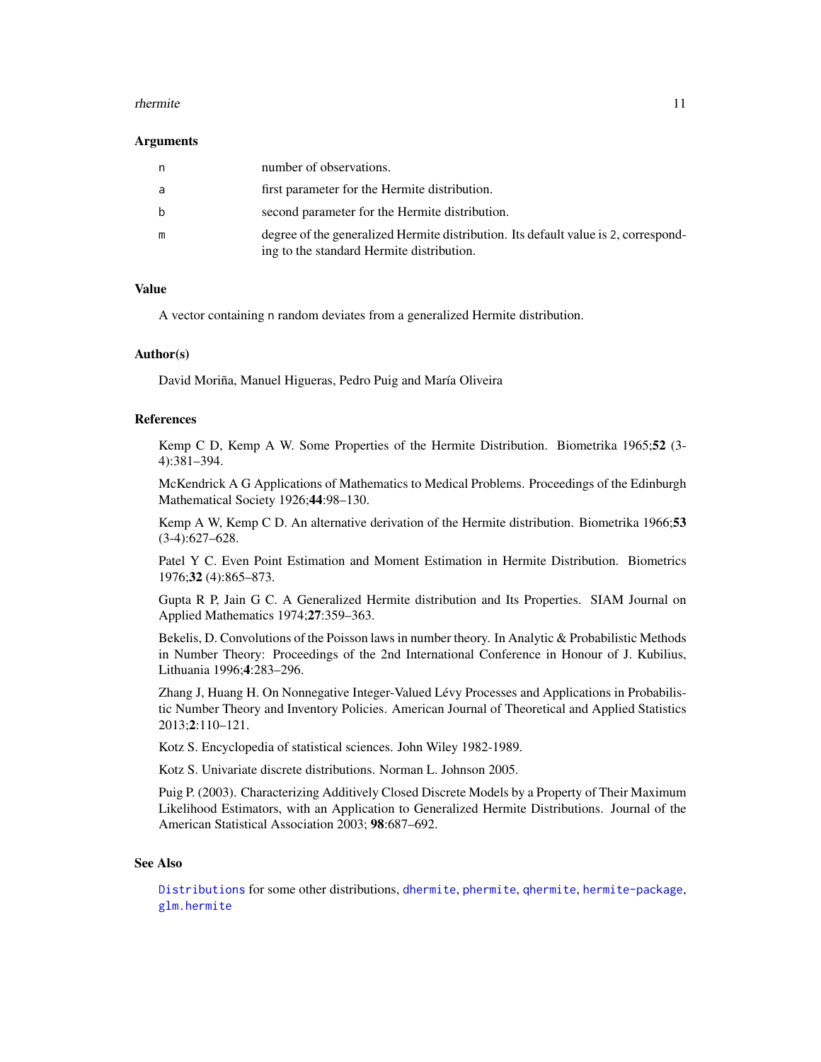### Arguments

| | |
|---|---|
| n | number of observations. |
| a | first parameter for the Hermite distribution. |
| b | second parameter for the Hermite distribution. |
| m | degree of the generalized Hermite distribution. Its default value is 2, corresponding to the standard Hermite distribution. |

### Value

A vector containing n random deviates from a generalized Hermite distribution.

### Author(s)

David Moriña, Manuel Higueras, Pedro Puig and María Oliveira

### References

Kemp C D, Kemp A W. Some Properties of the Hermite Distribution. Biometrika 1965;**52** (3-4):381–394.

McKendrick A G Applications of Mathematics to Medical Problems. Proceedings of the Edinburgh Mathematical Society 1926;**44**:98–130.

Kemp A W, Kemp C D. An alternative derivation of the Hermite distribution. Biometrika 1966;**53** (3-4):627–628.

Patel Y C. Even Point Estimation and Moment Estimation in Hermite Distribution. Biometrics 1976;**32** (4):865–873.

Gupta R P, Jain G C. A Generalized Hermite distribution and Its Properties. SIAM Journal on Applied Mathematics 1974;**27**:359–363.

Bekelis, D. Convolutions of the Poisson laws in number theory. In Analytic & Probabilistic Methods in Number Theory: Proceedings of the 2nd International Conference in Honour of J. Kubilius, Lithuania 1996;**4**:283–296.

Zhang J, Huang H. On Nonnegative Integer-Valued Lévy Processes and Applications in Probabilistic Number Theory and Inventory Policies. American Journal of Theoretical and Applied Statistics 2013;**2**:110–121.

Kotz S. Encyclopedia of statistical sciences. John Wiley 1982-1989.

Kotz S. Univariate discrete distributions. Norman L. Johnson 2005.

Puig P. (2003). Characterizing Additively Closed Discrete Models by a Property of Their Maximum Likelihood Estimators, with an Application to Generalized Hermite Distributions. Journal of the American Statistical Association 2003; **98**:687–692.

### See Also

Distributions for some other distributions, dhermite, phermite, qhermite, hermite-package, glm.hermite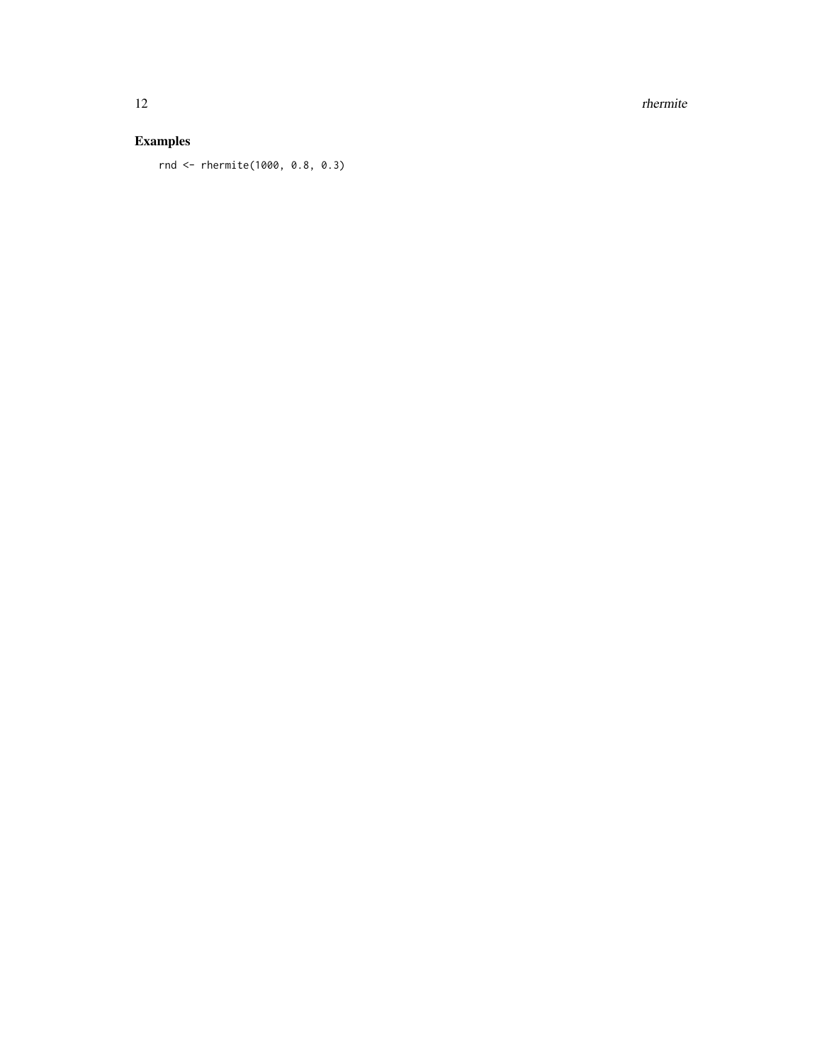## Examples

```
rnd <- rhermite(1000, 0.8, 0.3)
```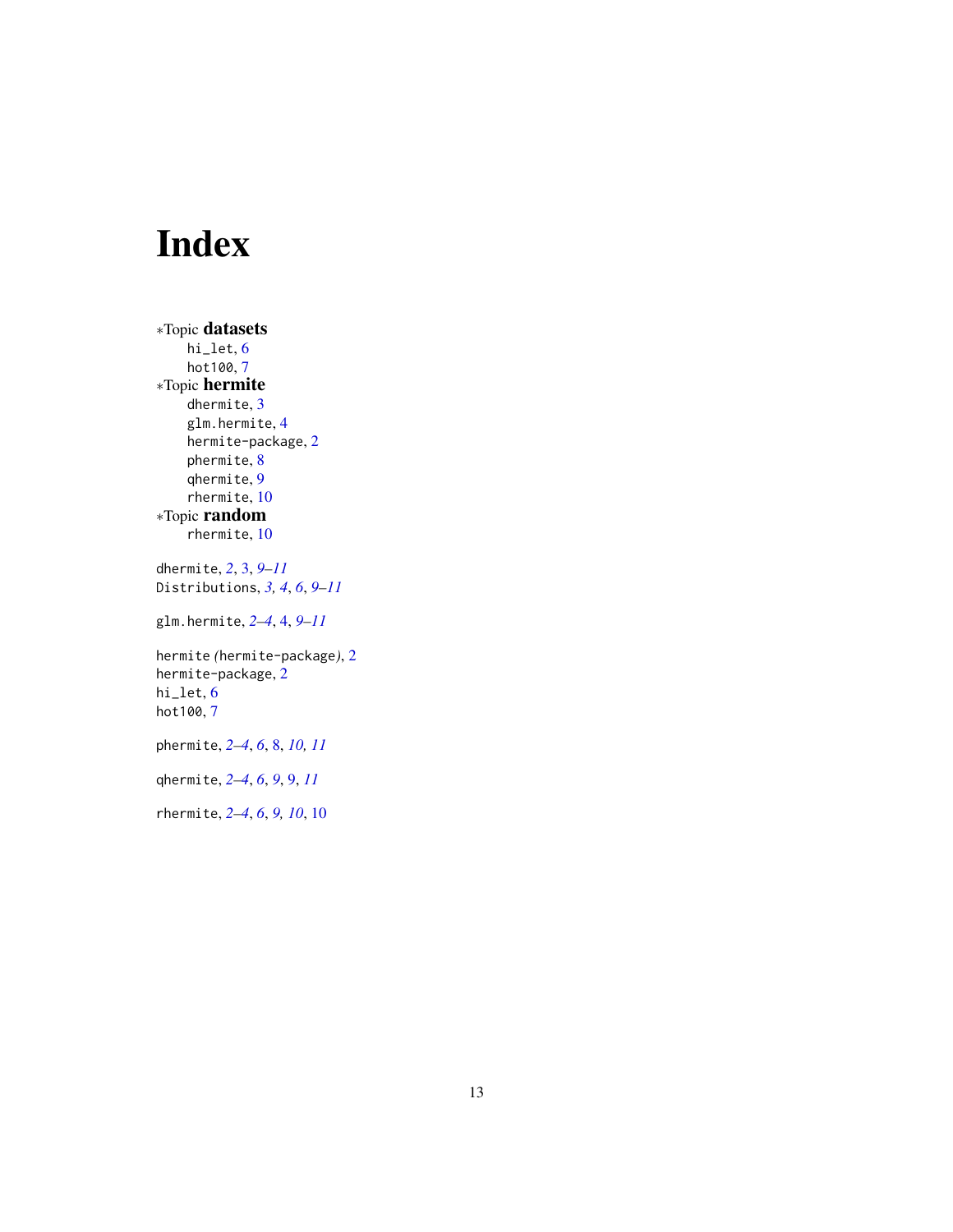# Index

∗Topic **datasets**
- hi_let, 6
- hot100, 7

∗Topic **hermite**
- dhermite, 3
- glm.hermite, 4
- hermite-package, 2
- phermite, 8
- qhermite, 9
- rhermite, 10

∗Topic **random**
- rhermite, 10

dhermite, *2*, 3, *9–11*
Distributions, *3, 4*, *6*, *9–11*

glm.hermite, *2–4*, 4, *9–11*

hermite *(*hermite-package*)*, 2
hermite-package, 2
hi_let, 6
hot100, 7

phermite, *2–4*, *6*, 8, *10, 11*

qhermite, *2–4*, *6*, *9*, 9, *11*

rhermite, *2–4*, *6*, *9, 10*, 10